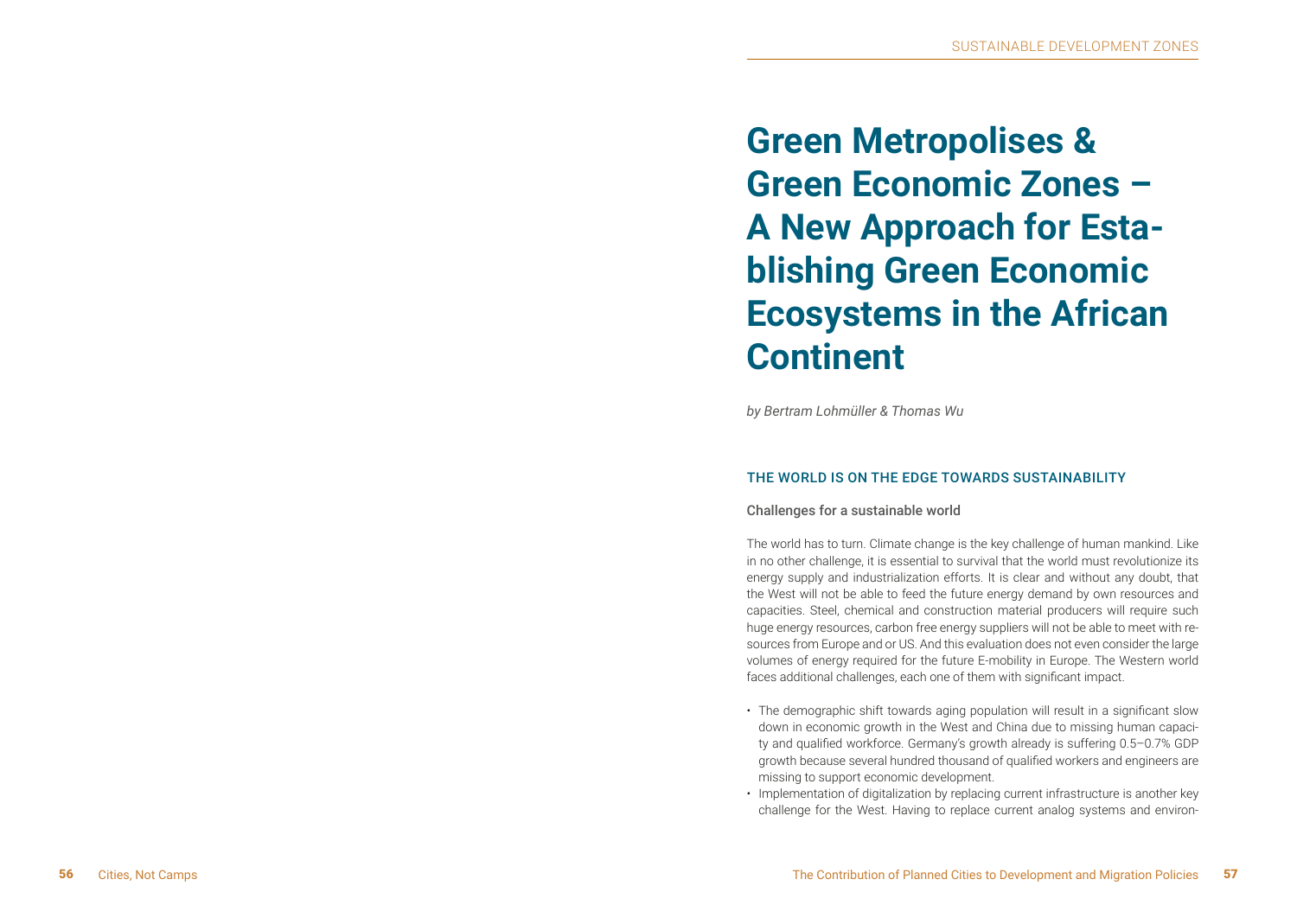# Green Metropolises & Green Economic Zones – A New Approach for Establishing Green Economic Ecosystems in the African Continent

*by Bertram Lohmüller & Thomas Wu*

## THE WORLD IS ON THE EDGE TOWARDS SUSTAINABILITY

### Challenges for a sustainable world

The world has to turn. Climate change is the key challenge of human mankind. Like in no other challenge, it is essential to survival that the world must revolutionize its energy supply and industrialization efforts. It is clear and without any doubt, that the West will not be able to feed the future energy demand by own resources and capacities. Steel, chemical and construction material producers will require such huge energy resources, carbon free energy suppliers will not be able to meet with resources from Europe and or US. And this evaluation does not even consider the large volumes of energy required for the future E-mobility in Europe. The Western world faces additional challenges, each one of them with significant impact.

- The demographic shift towards aging population will result in a significant slow down in economic growth in the West and China due to missing human capacity and qualified workforce. Germany's growth already is suffering 0.5–0.7% GDP growth because several hundred thousand of qualified workers and engineers are missing to support economic development.
- Implementation of digitalization by replacing current infrastructure is another key challenge for the West. Having to replace current analog systems and environ-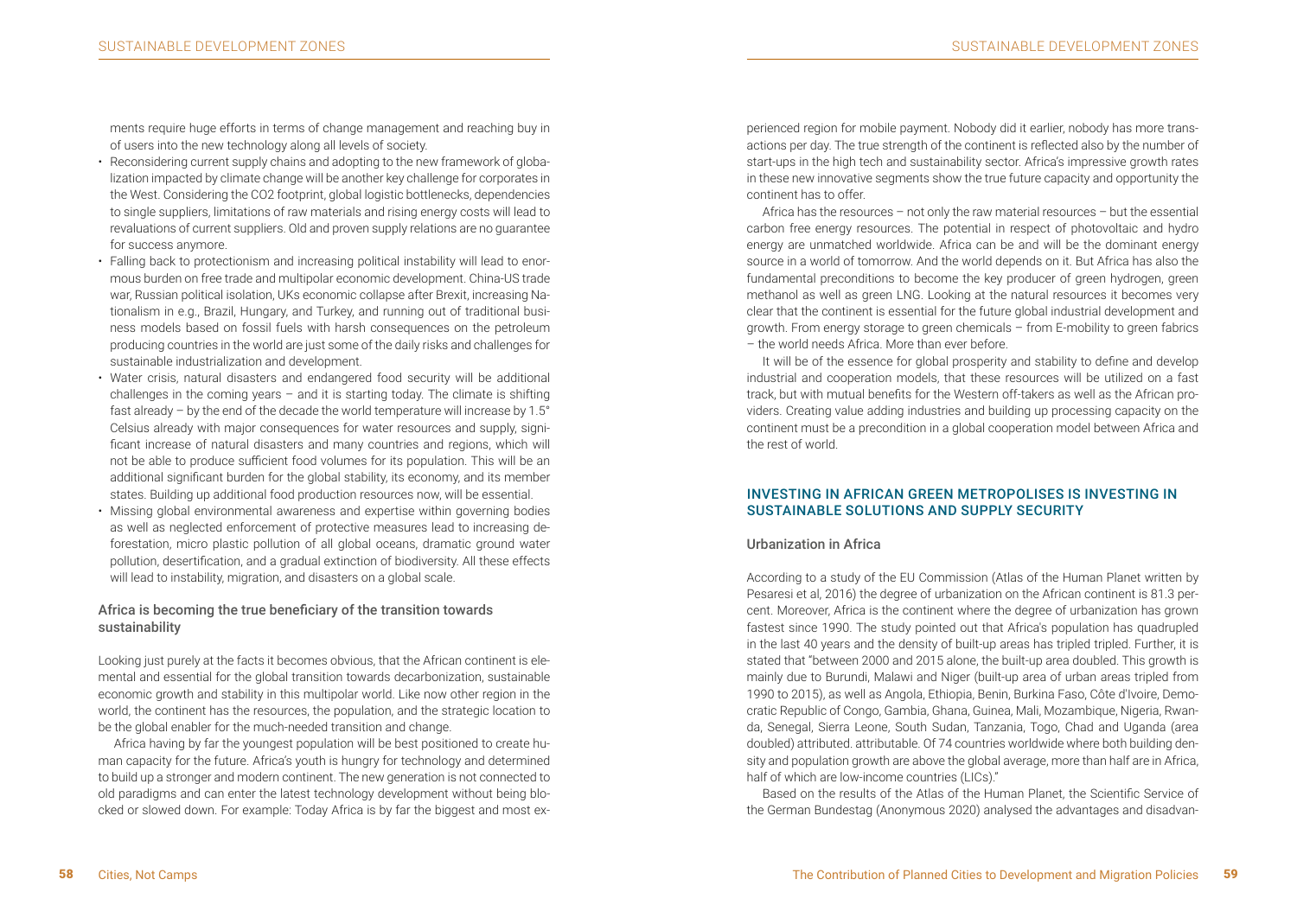ments require huge efforts in terms of change management and reaching buy in of users into the new technology along all levels of society.

- Reconsidering current supply chains and adopting to the new framework of globalization impacted by climate change will be another key challenge for corporates in the West. Considering the CO2 footprint, global logistic bottlenecks, dependencies to single suppliers, limitations of raw materials and rising energy costs will lead to revaluations of current suppliers. Old and proven supply relations are no guarantee for success anymore.
- Falling back to protectionism and increasing political instability will lead to enormous burden on free trade and multipolar economic development. China-US trade war, Russian political isolation, UKs economic collapse after Brexit, increasing Nationalism in e.g., Brazil, Hungary, and Turkey, and running out of traditional business models based on fossil fuels with harsh consequences on the petroleum producing countries in the world are just some of the daily risks and challenges for sustainable industrialization and development.
- Water crisis, natural disasters and endangered food security will be additional challenges in the coming years – and it is starting today. The climate is shifting fast already – by the end of the decade the world temperature will increase by 1.5° Celsius already with major consequences for water resources and supply, significant increase of natural disasters and many countries and regions, which will not be able to produce sufficient food volumes for its population. This will be an additional significant burden for the global stability, its economy, and its member states. Building up additional food production resources now, will be essential.
- Missing global environmental awareness and expertise within governing bodies as well as neglected enforcement of protective measures lead to increasing deforestation, micro plastic pollution of all global oceans, dramatic ground water pollution, desertification, and a gradual extinction of biodiversity. All these effects will lead to instability, migration, and disasters on a global scale.

### Africa is becoming the true beneficiary of the transition towards sustainability

Looking just purely at the facts it becomes obvious, that the African continent is elemental and essential for the global transition towards decarbonization, sustainable economic growth and stability in this multipolar world. Like now other region in the world, the continent has the resources, the population, and the strategic location to be the global enabler for the much-needed transition and change.

Africa having by far the youngest population will be best positioned to create human capacity for the future. Africa's youth is hungry for technology and determined to build up a stronger and modern continent. The new generation is not connected to old paradigms and can enter the latest technology development without being blocked or slowed down. For example: Today Africa is by far the biggest and most experienced region for mobile payment. Nobody did it earlier, nobody has more transactions per day. The true strength of the continent is reflected also by the number of start-ups in the high tech and sustainability sector. Africa's impressive growth rates in these new innovative segments show the true future capacity and opportunity the continent has to offer.

Africa has the resources – not only the raw material resources – but the essential carbon free energy resources. The potential in respect of photovoltaic and hydro energy are unmatched worldwide. Africa can be and will be the dominant energy source in a world of tomorrow. And the world depends on it. But Africa has also the fundamental preconditions to become the key producer of green hydrogen, green methanol as well as green LNG. Looking at the natural resources it becomes very clear that the continent is essential for the future global industrial development and growth. From energy storage to green chemicals – from E-mobility to green fabrics – the world needs Africa. More than ever before.

It will be of the essence for global prosperity and stability to define and develop industrial and cooperation models, that these resources will be utilized on a fast track, but with mutual benefits for the Western off-takers as well as the African providers. Creating value adding industries and building up processing capacity on the continent must be a precondition in a global cooperation model between Africa and the rest of world.

## INVESTING IN AFRICAN GREEN METROPOLISES IS INVESTING IN SUSTAINABLE SOLUTIONS AND SUPPLY SECURITY

### Urbanization in Africa

According to a study of the EU Commission (Atlas of the Human Planet written by Pesaresi et al, 2016) the degree of urbanization on the African continent is 81.3 percent. Moreover, Africa is the continent where the degree of urbanization has grown fastest since 1990. The study pointed out that Africa's population has quadrupled in the last 40 years and the density of built-up areas has tripled tripled. Further, it is stated that "between 2000 and 2015 alone, the built-up area doubled. This growth is mainly due to Burundi, Malawi and Niger (built-up area of urban areas tripled from 1990 to 2015), as well as Angola, Ethiopia, Benin, Burkina Faso, Côte d'Ivoire, Democratic Republic of Congo, Gambia, Ghana, Guinea, Mali, Mozambique, Nigeria, Rwanda, Senegal, Sierra Leone, South Sudan, Tanzania, Togo, Chad and Uganda (area doubled) attributed. attributable. Of 74 countries worldwide where both building density and population growth are above the global average, more than half are in Africa, half of which are low-income countries (LICs)."

Based on the results of the Atlas of the Human Planet, the Scientific Service of the German Bundestag (Anonymous 2020) analysed the advantages and disadvan-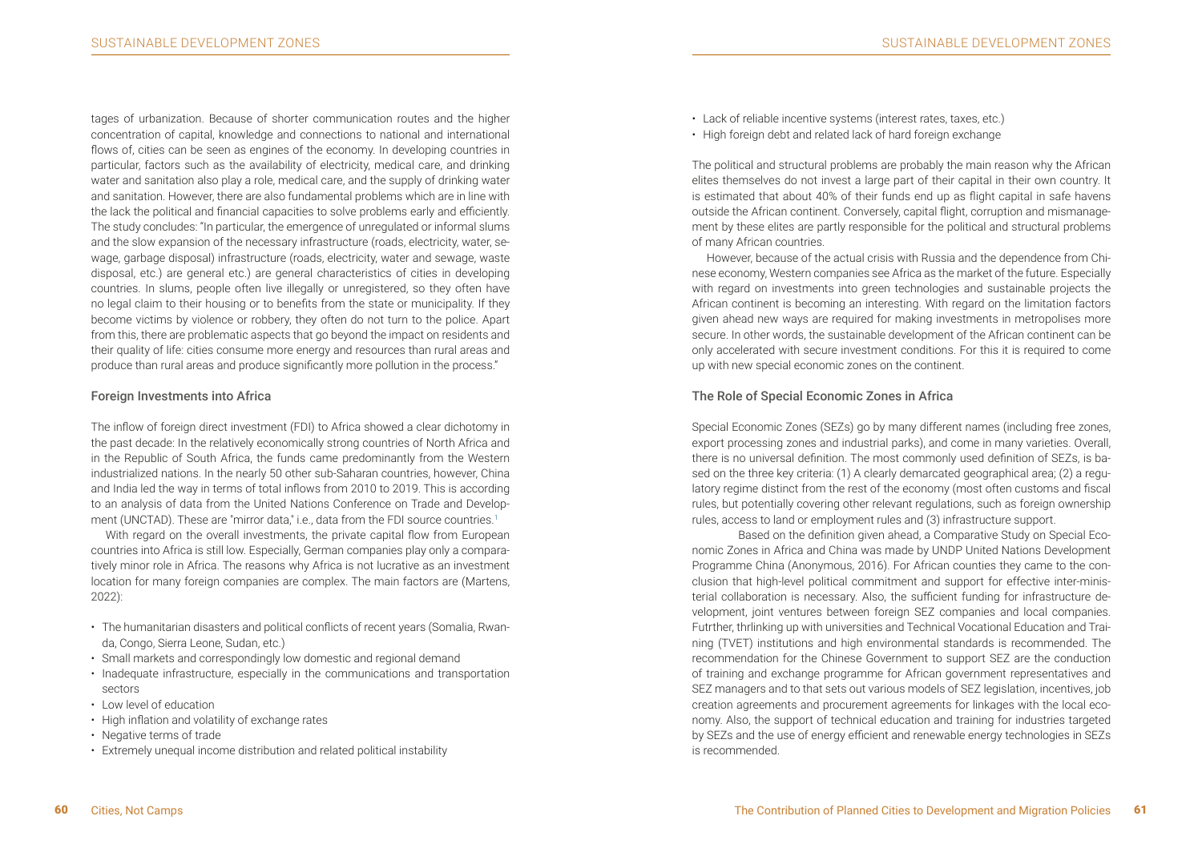tages of urbanization. Because of shorter communication routes and the higher concentration of capital, knowledge and connections to national and international flows of, cities can be seen as engines of the economy. In developing countries in particular, factors such as the availability of electricity, medical care, and drinking water and sanitation also play a role, medical care, and the supply of drinking water and sanitation. However, there are also fundamental problems which are in line with the lack the political and financial capacities to solve problems early and efficiently. The study concludes: "In particular, the emergence of unregulated or informal slums and the slow expansion of the necessary infrastructure (roads, electricity, water, sewage, garbage disposal) infrastructure (roads, electricity, water and sewage, waste disposal, etc.) are general etc.) are general characteristics of cities in developing countries. In slums, people often live illegally or unregistered, so they often have no legal claim to their housing or to benefits from the state or municipality. If they become victims by violence or robbery, they often do not turn to the police. Apart from this, there are problematic aspects that go beyond the impact on residents and their quality of life: cities consume more energy and resources than rural areas and produce than rural areas and produce significantly more pollution in the process."

## Foreign Investments into Africa

The inflow of foreign direct investment (FDI) to Africa showed a clear dichotomy in the past decade: In the relatively economically strong countries of North Africa and in the Republic of South Africa, the funds came predominantly from the Western industrialized nations. In the nearly 50 other sub-Saharan countries, however, China and India led the way in terms of total inflows from 2010 to 2019. This is according to an analysis of data from the United Nations Conference on Trade and Development (UNCTAD). These are "mirror data," i.e., data from the FDI source countries.[1]

With regard on the overall investments, the private capital flow from European countries into Africa is still low. Especially, German companies play only a comparatively minor role in Africa. The reasons why Africa is not lucrative as an investment location for many foreign companies are complex. The main factors are (Martens, 2022):

- The humanitarian disasters and political conflicts of recent years (Somalia, Rwanda, Congo, Sierra Leone, Sudan, etc.)
- Small markets and correspondingly low domestic and regional demand
- Inadequate infrastructure, especially in the communications and transportation sectors
- Low level of education
- High inflation and volatility of exchange rates
- Negative terms of trade
- Extremely unequal income distribution and related political instability
- Lack of reliable incentive systems (interest rates, taxes, etc.)
- High foreign debt and related lack of hard foreign exchange

The political and structural problems are probably the main reason why the African elites themselves do not invest a large part of their capital in their own country. It is estimated that about 40% of their funds end up as flight capital in safe havens outside the African continent. Conversely, capital flight, corruption and mismanagement by these elites are partly responsible for the political and structural problems of many African countries.

However, because of the actual crisis with Russia and the dependence from Chinese economy, Western companies see Africa as the market of the future. Especially with regard on investments into green technologies and sustainable projects the African continent is becoming an interesting. With regard on the limitation factors given ahead new ways are required for making investments in metropolises more secure. In other words, the sustainable development of the African continent can be only accelerated with secure investment conditions. For this it is required to come up with new special economic zones on the continent.

## The Role of Special Economic Zones in Africa

Special Economic Zones (SEZs) go by many different names (including free zones, export processing zones and industrial parks), and come in many varieties. Overall, there is no universal definition. The most commonly used definition of SEZs, is based on the three key criteria: (1) A clearly demarcated geographical area; (2) a regulatory regime distinct from the rest of the economy (most often customs and fiscal rules, but potentially covering other relevant regulations, such as foreign ownership rules, access to land or employment rules and (3) infrastructure support.

Based on the definition given ahead, a Comparative Study on Special Economic Zones in Africa and China was made by UNDP United Nations Development Programme China (Anonymous, 2016). For African counties they came to the conclusion that high-level political commitment and support for effective inter-ministerial collaboration is necessary. Also, the sufficient funding for infrastructure development, joint ventures between foreign SEZ companies and local companies. Futrther, thrlinking up with universities and Technical Vocational Education and Training (TVET) institutions and high environmental standards is recommended. The recommendation for the Chinese Government to support SEZ are the conduction of training and exchange programme for African government representatives and SEZ managers and to that sets out various models of SEZ legislation, incentives, job creation agreements and procurement agreements for linkages with the local economy. Also, the support of technical education and training for industries targeted by SEZs and the use of energy efficient and renewable energy technologies in SEZs is recommended.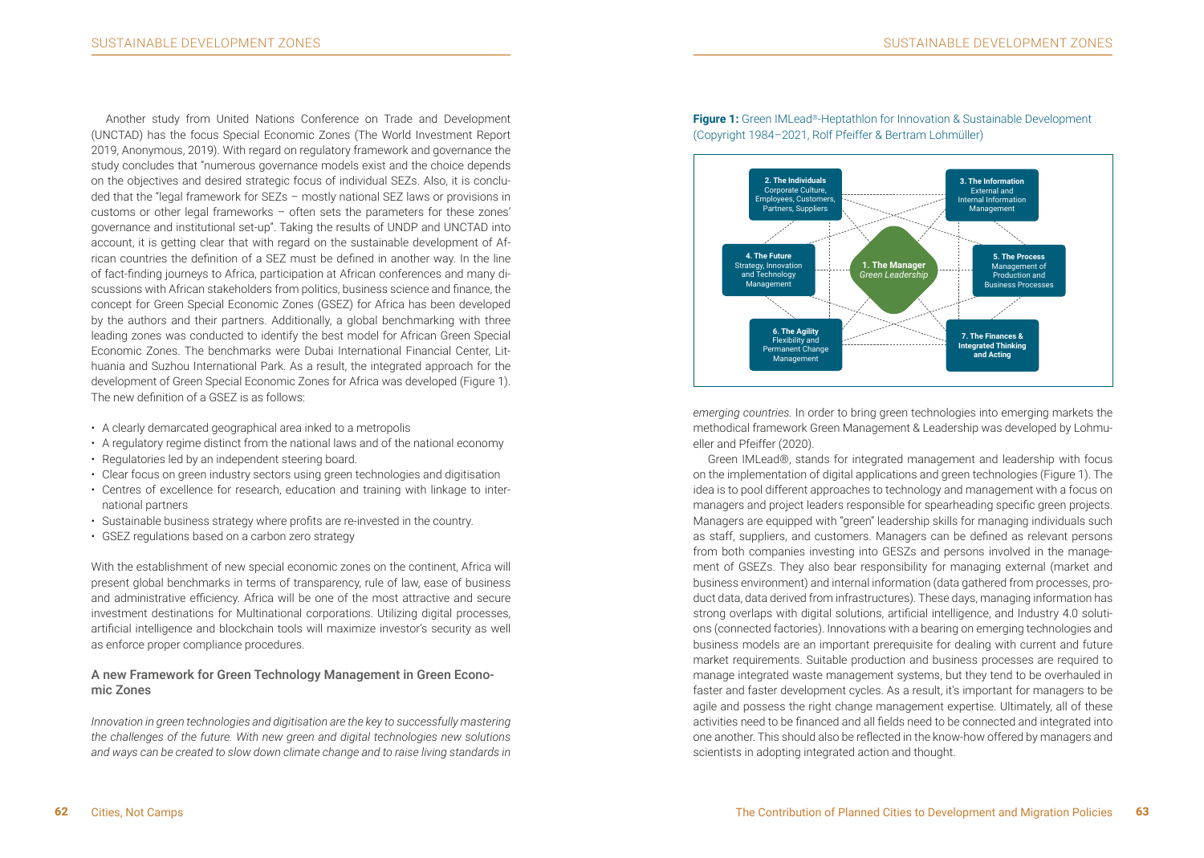Another study from United Nations Conference on Trade and Development (UNCTAD) has the focus Special Economic Zones (The World Investment Report 2019, Anonymous, 2019). With regard on regulatory framework and governance the study concludes that "numerous governance models exist and the choice depends on the objectives and desired strategic focus of individual SEZs. Also, it is concluded that the "legal framework for SEZs – mostly national SEZ laws or provisions in customs or other legal frameworks – often sets the parameters for these zones' governance and institutional set-up". Taking the results of UNDP and UNCTAD into account, it is getting clear that with regard on the sustainable development of African countries the definition of a SEZ must be defined in another way. In the line of fact-finding journeys to Africa, participation at African conferences and many discussions with African stakeholders from politics, business science and finance, the concept for Green Special Economic Zones (GSEZ) for Africa has been developed by the authors and their partners. Additionally, a global benchmarking with three leading zones was conducted to identify the best model for African Green Special Economic Zones. The benchmarks were Dubai International Financial Center, Lithuania and Suzhou International Park. As a result, the integrated approach for the development of Green Special Economic Zones for Africa was developed (Figure 1). The new definition of a GSEZ is as follows:

- A clearly demarcated geographical area inked to a metropolis
- A regulatory regime distinct from the national laws and of the national economy
- Regulatories led by an independent steering board.
- Clear focus on green industry sectors using green technologies and digitisation
- Centres of excellence for research, education and training with linkage to international partners
- Sustainable business strategy where profits are re-invested in the country.
- GSEZ regulations based on a carbon zero strategy

With the establishment of new special economic zones on the continent, Africa will present global benchmarks in terms of transparency, rule of law, ease of business and administrative efficiency. Africa will be one of the most attractive and secure investment destinations for Multinational corporations. Utilizing digital processes, artificial intelligence and blockchain tools will maximize investor's security as well as enforce proper compliance procedures.

## A new Framework for Green Technology Management in Green Economic Zones

*Innovation in green technologies and digitisation are the key to successfully mastering the challenges of the future. With new green and digital technologies new solutions and ways can be created to slow down climate change and to raise living standards in emerging countries.* In order to bring green technologies into emerging markets the methodical framework Green Management & Leadership was developed by Lohmueller and Pfeiffer (2020).

**Figure 1:** Green IMLead®-Heptathlon for Innovation & Sustainable Development (Copyright 1984–2021, Rolf Pfeiffer & Bertram Lohmüller)

1. **The Manager** *Green Leadership*
2. **The Individuals** Corporate Culture, Employees, Customers, Partners, Suppliers
3. **The Information** External and Internal Information Management
4. **The Future** Strategy, Innovation and Technology Management
5. **The Process** Management of Production and Business Processes
6. **The Agility** Flexibility and Permanent Change Management
7. **The Finances & Integrated Thinking and Acting**

Green IMLead®, stands for integrated management and leadership with focus on the implementation of digital applications and green technologies (Figure 1). The idea is to pool different approaches to technology and management with a focus on managers and project leaders responsible for spearheading specific green projects. Managers are equipped with "green" leadership skills for managing individuals such as staff, suppliers, and customers. Managers can be defined as relevant persons from both companies investing into GESZs and persons involved in the management of GSEZs. They also bear responsibility for managing external (market and business environment) and internal information (data gathered from processes, product data, data derived from infrastructures). These days, managing information has strong overlaps with digital solutions, artificial intelligence, and Industry 4.0 solutions (connected factories). Innovations with a bearing on emerging technologies and business models are an important prerequisite for dealing with current and future market requirements. Suitable production and business processes are required to manage integrated waste management systems, but they tend to be overhauled in faster and faster development cycles. As a result, it's important for managers to be agile and possess the right change management expertise. Ultimately, all of these activities need to be financed and all fields need to be connected and integrated into one another. This should also be reflected in the know-how offered by managers and scientists in adopting integrated action and thought.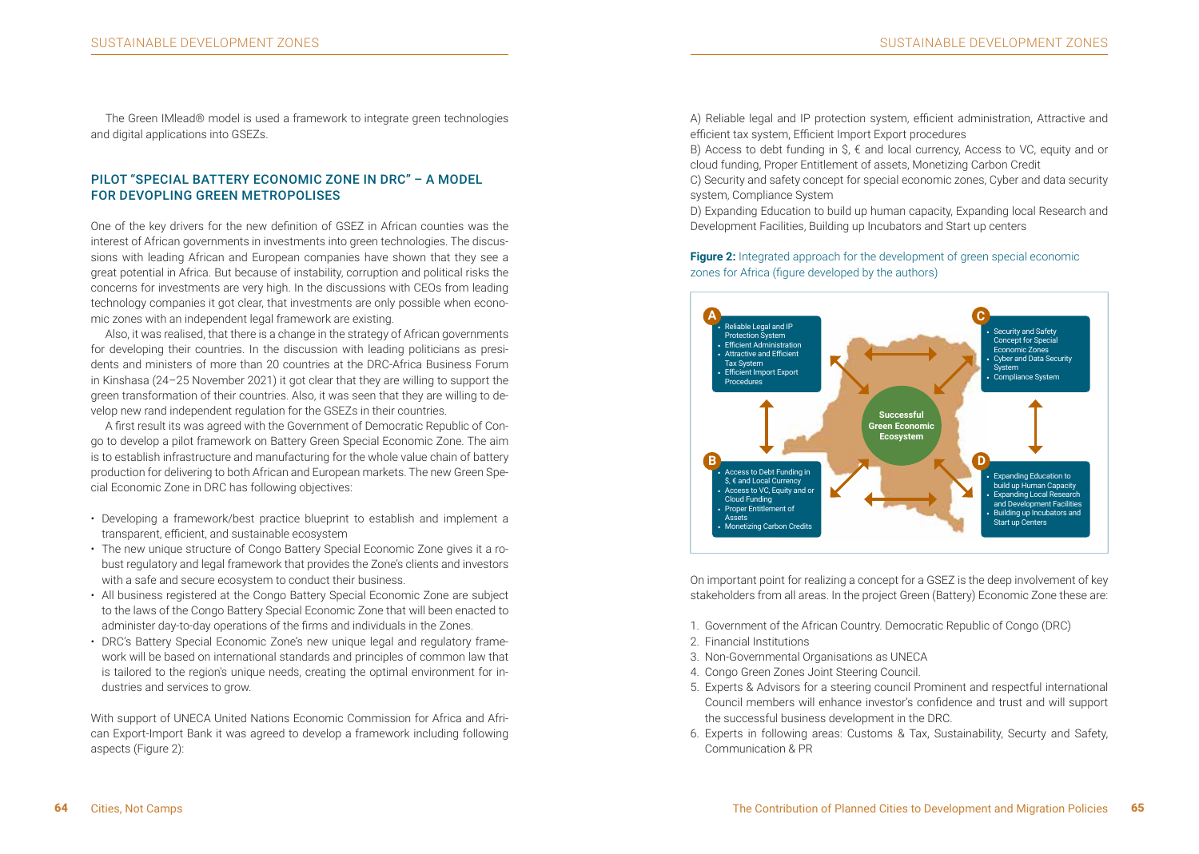The Green IMlead® model is used a framework to integrate green technologies and digital applications into GSEZs.

## PILOT "SPECIAL BATTERY ECONOMIC ZONE IN DRC" – A MODEL FOR DEVOPLING GREEN METROPOLISES

One of the key drivers for the new definition of GSEZ in African counties was the interest of African governments in investments into green technologies. The discussions with leading African and European companies have shown that they see a great potential in Africa. But because of instability, corruption and political risks the concerns for investments are very high. In the discussions with CEOs from leading technology companies it got clear, that investments are only possible when economic zones with an independent legal framework are existing.

Also, it was realised, that there is a change in the strategy of African governments for developing their countries. In the discussion with leading politicians as presidents and ministers of more than 20 countries at the DRC-Africa Business Forum in Kinshasa (24–25 November 2021) it got clear that they are willing to support the green transformation of their countries. Also, it was seen that they are willing to develop new rand independent regulation for the GSEZs in their countries.

A first result its was agreed with the Government of Democratic Republic of Congo to develop a pilot framework on Battery Green Special Economic Zone. The aim is to establish infrastructure and manufacturing for the whole value chain of battery production for delivering to both African and European markets. The new Green Special Economic Zone in DRC has following objectives:

- Developing a framework/best practice blueprint to establish and implement a transparent, efficient, and sustainable ecosystem
- The new unique structure of Congo Battery Special Economic Zone gives it a robust regulatory and legal framework that provides the Zone's clients and investors with a safe and secure ecosystem to conduct their business.
- All business registered at the Congo Battery Special Economic Zone are subject to the laws of the Congo Battery Special Economic Zone that will been enacted to administer day-to-day operations of the firms and individuals in the Zones.
- DRC's Battery Special Economic Zone's new unique legal and regulatory framework will be based on international standards and principles of common law that is tailored to the region's unique needs, creating the optimal environment for industries and services to grow.

With support of UNECA United Nations Economic Commission for Africa and African Export-Import Bank it was agreed to develop a framework including following aspects (Figure 2):

A) Reliable legal and IP protection system, efficient administration, Attractive and efficient tax system, Efficient Import Export procedures

B) Access to debt funding in $, € and local currency, Access to VC, equity and or cloud funding, Proper Entitlement of assets, Monetizing Carbon Credit

C) Security and safety concept for special economic zones, Cyber and data security system, Compliance System

D) Expanding Education to build up human capacity, Expanding local Research and Development Facilities, Building up Incubators and Start up centers

**Figure 2:** Integrated approach for the development of green special economic zones for Africa (figure developed by the authors)

A
- Reliable Legal and IP Protection System
- Efficient Administration
- Attractive and Efficient Tax System
- Efficient Import Export Procedures

B
- Access to Debt Funding in $, € and Local Currency
- Access to VC, Equity and or Cloud Funding
- Proper Entitlement of Assets
- Monetizing Carbon Credits

C
- Security and Safety Concept for Special Economic Zones
- Cyber and Data Security System
- Compliance System

D
- Expanding Education to build up Human Capacity
- Expanding Local Research and Development Facilities
- Building up Incubators and Start up Centers

Successful Green Economic Ecosystem

On important point for realizing a concept for a GSEZ is the deep involvement of key stakeholders from all areas. In the project Green (Battery) Economic Zone these are:

1. Government of the African Country. Democratic Republic of Congo (DRC)
2. Financial Institutions
3. Non-Governmental Organisations as UNECA
4. Congo Green Zones Joint Steering Council.
5. Experts & Advisors for a steering council Prominent and respectful international Council members will enhance investor's confidence and trust and will support the successful business development in the DRC.
6. Experts in following areas: Customs & Tax, Sustainability, Securty and Safety, Communication & PR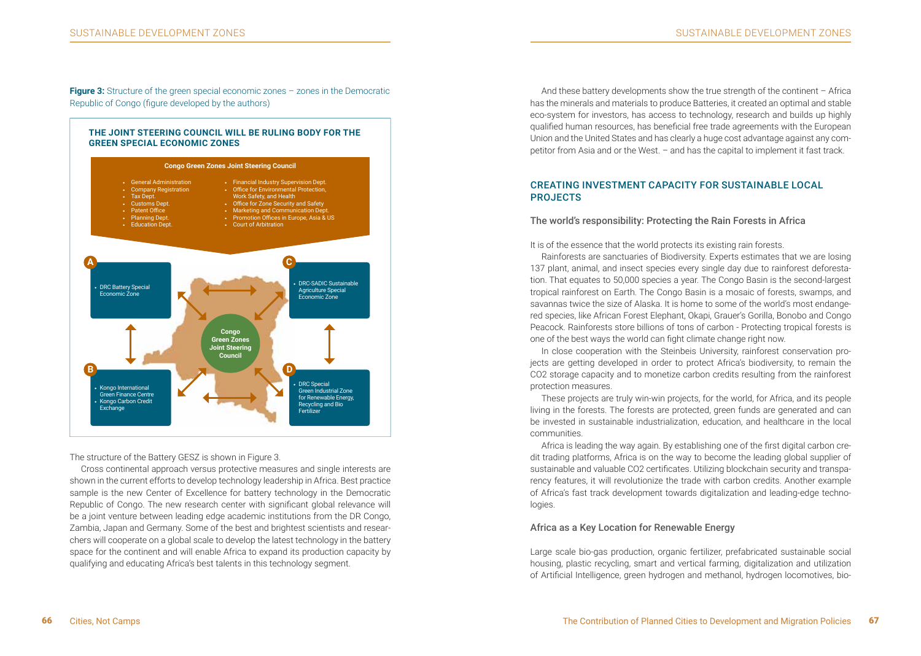**Figure 3:** Structure of the green special economic zones – zones in the Democratic Republic of Congo (figure developed by the authors)

**THE JOINT STEERING COUNCIL WILL BE RULING BODY FOR THE GREEN SPECIAL ECONOMIC ZONES**

**Congo Green Zones Joint Steering Council**

- General Administration
- Company Registration
- Tax Dept.
- Customs Dept.
- Patent Office
- Planning Dept.
- Education Dept.
- Financial Industry Supervision Dept.
- Office for Environmental Protection, Work Safety, and Health
- Office for Zone Security and Safety
- Marketing and Communication Dept.
- Promotion Offices in Europe, Asia & US
- Court of Arbitration

**A**
- DRC Battery Special Economic Zone

**B**
- Kongo International Green Finance Centre
- Kongo Carbon Credit Exchange

**C**
- DRC-SADIC Sustainable Agriculture Special Economic Zone

**D**
- DRC Special Green Industrial Zone for Renewable Energy, Recycling and Bio Fertilizer

**Congo Green Zones Joint Steering Council**

The structure of the Battery GESZ is shown in Figure 3.

Cross continental approach versus protective measures and single interests are shown in the current efforts to develop technology leadership in Africa. Best practice sample is the new Center of Excellence for battery technology in the Democratic Republic of Congo. The new research center with significant global relevance will be a joint venture between leading edge academic institutions from the DR Congo, Zambia, Japan and Germany. Some of the best and brightest scientists and researchers will cooperate on a global scale to develop the latest technology in the battery space for the continent and will enable Africa to expand its production capacity by qualifying and educating Africa's best talents in this technology segment.

And these battery developments show the true strength of the continent – Africa has the minerals and materials to produce Batteries, it created an optimal and stable eco-system for investors, has access to technology, research and builds up highly qualified human resources, has beneficial free trade agreements with the European Union and the United States and has clearly a huge cost advantage against any competitor from Asia and or the West. – and has the capital to implement it fast track.

## CREATING INVESTMENT CAPACITY FOR SUSTAINABLE LOCAL PROJECTS

### The world's responsibility: Protecting the Rain Forests in Africa

It is of the essence that the world protects its existing rain forests.

Rainforests are sanctuaries of Biodiversity. Experts estimates that we are losing 137 plant, animal, and insect species every single day due to rainforest deforestation. That equates to 50,000 species a year. The Congo Basin is the second-largest tropical rainforest on Earth. The Congo Basin is a mosaic of forests, swamps, and savannas twice the size of Alaska. It is home to some of the world's most endangered species, like African Forest Elephant, Okapi, Grauer's Gorilla, Bonobo and Congo Peacock. Rainforests store billions of tons of carbon - Protecting tropical forests is one of the best ways the world can fight climate change right now.

In close cooperation with the Steinbeis University, rainforest conservation projects are getting developed in order to protect Africa's biodiversity, to remain the CO2 storage capacity and to monetize carbon credits resulting from the rainforest protection measures.

These projects are truly win-win projects, for the world, for Africa, and its people living in the forests. The forests are protected, green funds are generated and can be invested in sustainable industrialization, education, and healthcare in the local communities.

Africa is leading the way again. By establishing one of the first digital carbon credit trading platforms, Africa is on the way to become the leading global supplier of sustainable and valuable CO2 certificates. Utilizing blockchain security and transparency features, it will revolutionize the trade with carbon credits. Another example of Africa's fast track development towards digitalization and leading-edge technologies.

### Africa as a Key Location for Renewable Energy

Large scale bio-gas production, organic fertilizer, prefabricated sustainable social housing, plastic recycling, smart and vertical farming, digitalization and utilization of Artificial Intelligence, green hydrogen and methanol, hydrogen locomotives, bio-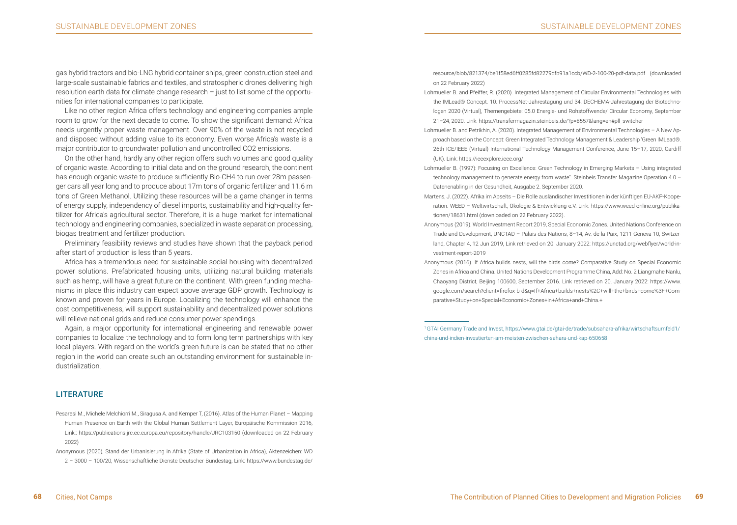gas hybrid tractors and bio-LNG hybrid container ships, green construction steel and large-scale sustainable fabrics and textiles, and stratospheric drones delivering high resolution earth data for climate change research – just to list some of the opportunities for international companies to participate.

Like no other region Africa offers technology and engineering companies ample room to grow for the next decade to come. To show the significant demand: Africa needs urgently proper waste management. Over 90% of the waste is not recycled and disposed without adding value to its economy. Even worse Africa's waste is a major contributor to groundwater pollution and uncontrolled CO2 emissions.

On the other hand, hardly any other region offers such volumes and good quality of organic waste. According to initial data and on the ground research, the continent has enough organic waste to produce sufficiently Bio-CH4 to run over 28m passenger cars all year long and to produce about 17m tons of organic fertilizer and 11.6 m tons of Green Methanol. Utilizing these resources will be a game changer in terms of energy supply, independency of diesel imports, sustainability and high-quality fertilizer for Africa's agricultural sector. Therefore, it is a huge market for international technology and engineering companies, specialized in waste separation processing, biogas treatment and fertilizer production.

Preliminary feasibility reviews and studies have shown that the payback period after start of production is less than 5 years.

Africa has a tremendous need for sustainable social housing with decentralized power solutions. Prefabricated housing units, utilizing natural building materials such as hemp, will have a great future on the continent. With green funding mechanisms in place this industry can expect above average GDP growth. Technology is known and proven for years in Europe. Localizing the technology will enhance the cost competitiveness, will support sustainability and decentralized power solutions will relieve national grids and reduce consumer power spendings.

Again, a major opportunity for international engineering and renewable power companies to localize the technology and to form long term partnerships with key local players. With regard on the world's green future is can be stated that no other region in the world can create such an outstanding environment for sustainable industrialization.

## LITERATURE

Pesaresi M., Michele Melchiorri M., Siragusa A. and Kemper T, (2016). Atlas of the Human Planet – Mapping Human Presence on Earth with the Global Human Settlement Layer, Europäische Kommission 2016, Link:: https://publications.jrc.ec.europa.eu/repository/handle/JRC103150 (downloaded on 22 February 2022)

Anonymous (2020), Stand der Urbanisierung in Afrika (State of Urbanization in Africa), Aktenzeichen: WD 2 – 3000 – 100/20, Wissenschaftliche Dienste Deutscher Bundestag, Link: https://www.bundestag.de/resource/blob/821374/be1f58ed6ff0285fd82279dfb91a1ccb/WD-2-100-20-pdf-data.pdf (downloaded on 22 February 2022)

Lohmueller B. and Pfeiffer, R. (2020). Integrated Management of Circular Environmental Technologies with the IMLead® Concept. 10. ProcessNet-Jahrestagung und 34. DECHEMA-Jahrestagung der Biotechnologen 2020 (Virtual), Themengebiete: 05.0 Energie- und Rohstoffwende/ Circular Economy, September 21–24, 2020. Link: https://transfermagazin.steinbeis.de/?p=8557&lang=en#pll_switcher

Lohmueller B. and Petrikhin, A. (2020). Integrated Management of Environmental Technologies – A New Approach based on the Concept: Green Integrated Technology Management & Leadership 'Green IMLead®. 26th ICE/IEEE (Virtual) International Technology Management Conference, June 15–17, 2020, Cardiff (UK). Link: https://ieeexplore.ieee.org/

Lohmueller B. (1997): Focusing on Excellence: Green Technology in Emerging Markets – Using integrated technology management to generate energy from waste". Steinbeis Transfer Magazine Operation 4.0 – Datenenabling in der Gesundheit, Ausgabe 2. September 2020.

Martens, J. (2022). Afrika im Abseits – Die Rolle ausländischer Investitionen in der künftigen EU-AKP-Kooperation. WEED – Weltwirtschaft, Ökologie & Entwicklung e.V. Link: https://www.weed-online.org/publikationen/18631.html (downloaded on 22 February 2022).

Anonymous (2019). World Investment Report 2019, Special Economic Zones. United Nations Conference on Trade and Development, UNCTAD – Palais des Nations, 8–14, Av. de la Paix, 1211 Geneva 10, Switzerland, Chapter 4, 12 Jun 2019, Link retrieved on 20. January 2022: https://unctad.org/webflyer/world-investment-report-2019

Anonymous (2016). If Africa builds nests, will the birds come? Comparative Study on Special Economic Zones in Africa and China. United Nations Development Programme China, Add: No. 2 Liangmahe Nanlu, Chaoyang District, Beijing 100600, September 2016. Link retrieved on 20. January 2022: https://www.google.com/search?client=firefox-b-d&q=If+Africa+builds+nests%2C+will+the+birds+come%3F+Comparative+Study+on+Special+Economic+Zones+in+Africa+and+China.+

---

[1] GTAI Germany Trade and Invest, https://www.gtai.de/gtai-de/trade/subsahara-afrika/wirtschaftsumfeld1/china-und-indien-investierten-am-meisten-zwischen-sahara-und-kap-650658